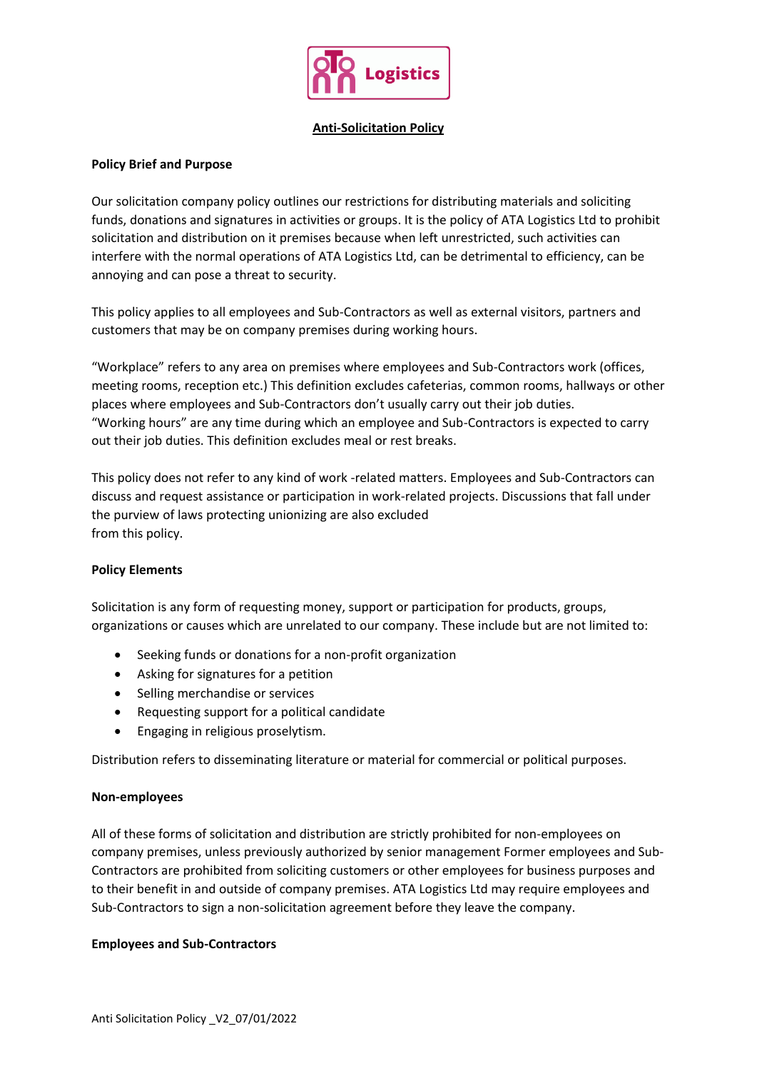# Anti-Solicitation Policy

### Policy Brief and Purpose

Our solicitation company policy outlines our restrictions for distributing materials and soliciting funds, donations and signatures in activities or groups. It is the policy of ATA Logistics Ltd to prohibit solicitation and distribution on it premises because when left unrestricted, such activities can interfere with the normal operations of ATA Logistics Ltd, can be detrimental to efficiency, can be annoying and can pose a threat to security.

This policy applies to all employees and Sub-Contractors as well as external visitors, partners and customers that may be on company premises during working hours.

"Workplace" refers to any area on premises where employees and Sub-Contractors work (offices, meeting rooms, reception etc.) This definition excludes cafeterias, common rooms, hallways or other places where employees and Sub-Contractors don't usually carry out their job duties.
"Working hours" are any time during which an employee and Sub-Contractors is expected to carry out their job duties. This definition excludes meal or rest breaks.

This policy does not refer to any kind of work -related matters. Employees and Sub-Contractors can discuss and request assistance or participation in work-related projects. Discussions that fall under the purview of laws protecting unionizing are also excluded
from this policy.

### Policy Elements

Solicitation is any form of requesting money, support or participation for products, groups, organizations or causes which are unrelated to our company. These include but are not limited to:

- Seeking funds or donations for a non-profit organization
- Asking for signatures for a petition
- Selling merchandise or services
- Requesting support for a political candidate
- Engaging in religious proselytism.

Distribution refers to disseminating literature or material for commercial or political purposes.

### Non-employees

All of these forms of solicitation and distribution are strictly prohibited for non-employees on company premises, unless previously authorized by senior management Former employees and Sub-Contractors are prohibited from soliciting customers or other employees for business purposes and to their benefit in and outside of company premises. ATA Logistics Ltd may require employees and Sub-Contractors to sign a non-solicitation agreement before they leave the company.

### Employees and Sub-Contractors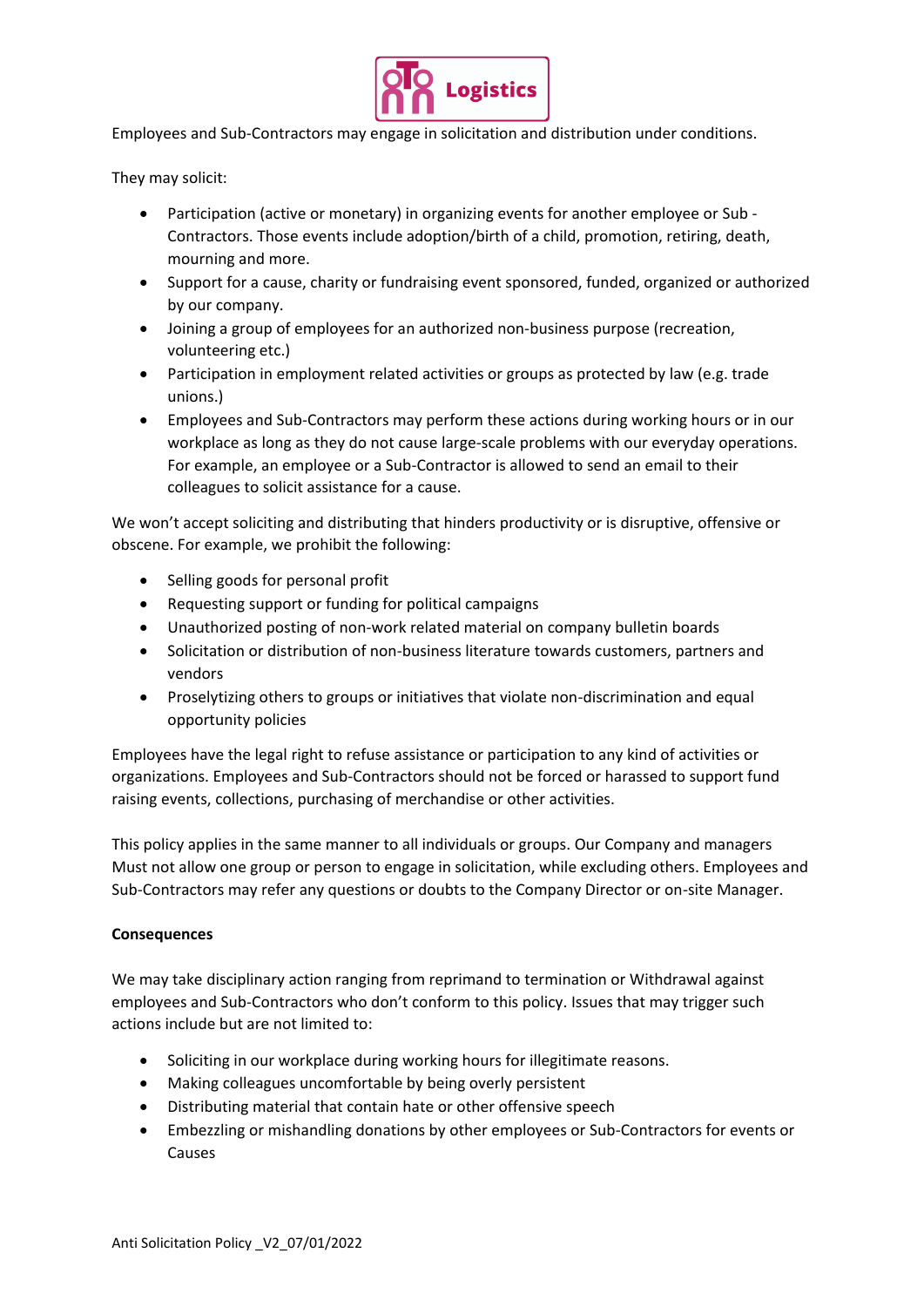Employees and Sub-Contractors may engage in solicitation and distribution under conditions.

They may solicit:

- Participation (active or monetary) in organizing events for another employee or Sub - Contractors. Those events include adoption/birth of a child, promotion, retiring, death, mourning and more.
- Support for a cause, charity or fundraising event sponsored, funded, organized or authorized by our company.
- Joining a group of employees for an authorized non-business purpose (recreation, volunteering etc.)
- Participation in employment related activities or groups as protected by law (e.g. trade unions.)
- Employees and Sub-Contractors may perform these actions during working hours or in our workplace as long as they do not cause large-scale problems with our everyday operations. For example, an employee or a Sub-Contractor is allowed to send an email to their colleagues to solicit assistance for a cause.

We won't accept soliciting and distributing that hinders productivity or is disruptive, offensive or obscene. For example, we prohibit the following:

- Selling goods for personal profit
- Requesting support or funding for political campaigns
- Unauthorized posting of non-work related material on company bulletin boards
- Solicitation or distribution of non-business literature towards customers, partners and vendors
- Proselytizing others to groups or initiatives that violate non-discrimination and equal opportunity policies

Employees have the legal right to refuse assistance or participation to any kind of activities or organizations. Employees and Sub-Contractors should not be forced or harassed to support fund raising events, collections, purchasing of merchandise or other activities.

This policy applies in the same manner to all individuals or groups. Our Company and managers Must not allow one group or person to engage in solicitation, while excluding others. Employees and Sub-Contractors may refer any questions or doubts to the Company Director or on-site Manager.

**Consequences**

We may take disciplinary action ranging from reprimand to termination or Withdrawal against employees and Sub-Contractors who don't conform to this policy. Issues that may trigger such actions include but are not limited to:

- Soliciting in our workplace during working hours for illegitimate reasons.
- Making colleagues uncomfortable by being overly persistent
- Distributing material that contain hate or other offensive speech
- Embezzling or mishandling donations by other employees or Sub-Contractors for events or Causes